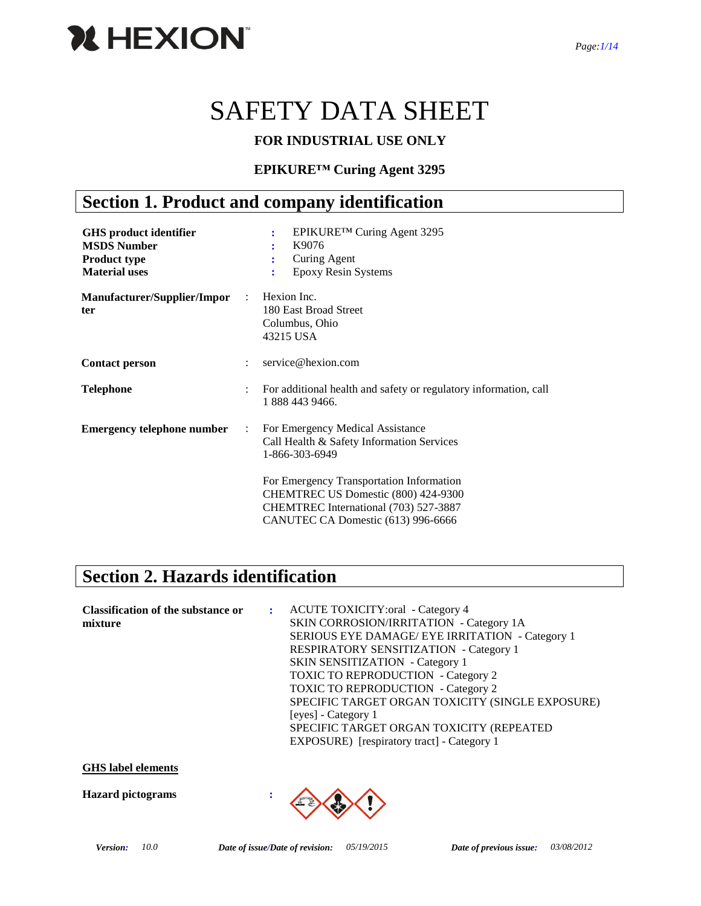# SAFETY DATA SHEET

**FOR INDUSTRIAL USE ONLY**

**EPIKURE™ Curing Agent 3295**

## Section 1. Product and company identification

| | | |
|---|---|---|
| **GHS product identifier** | : | EPIKURE™ Curing Agent 3295 |
| **MSDS Number** | : | K9076 |
| **Product type** | : | Curing Agent |
| **Material uses** | : | Epoxy Resin Systems |
| **Manufacturer/Supplier/Importer** | : | Hexion Inc.<br>180 East Broad Street<br>Columbus, Ohio<br>43215 USA |
| **Contact person** | : | service@hexion.com |
| **Telephone** | : | For additional health and safety or regulatory information, call 1 888 443 9466. |
| **Emergency telephone number** | : | For Emergency Medical Assistance<br>Call Health & Safety Information Services<br>1-866-303-6949<br><br>For Emergency Transportation Information<br>CHEMTREC US Domestic (800) 424-9300<br>CHEMTREC International (703) 527-3887<br>CANUTEC CA Domestic (613) 996-6666 |

## Section 2. Hazards identification

**Classification of the substance or mixture** :

ACUTE TOXICITY:oral - Category 4
SKIN CORROSION/IRRITATION - Category 1A
SERIOUS EYE DAMAGE/ EYE IRRITATION - Category 1
RESPIRATORY SENSITIZATION - Category 1
SKIN SENSITIZATION - Category 1
TOXIC TO REPRODUCTION - Category 2
TOXIC TO REPRODUCTION - Category 2
SPECIFIC TARGET ORGAN TOXICITY (SINGLE EXPOSURE) [eyes] - Category 1
SPECIFIC TARGET ORGAN TOXICITY (REPEATED EXPOSURE) [respiratory tract] - Category 1

**GHS label elements**

**Hazard pictograms** :

*Version:* 10.0 *Date of issue/Date of revision:* 05/19/2015 *Date of previous issue:* 03/08/2012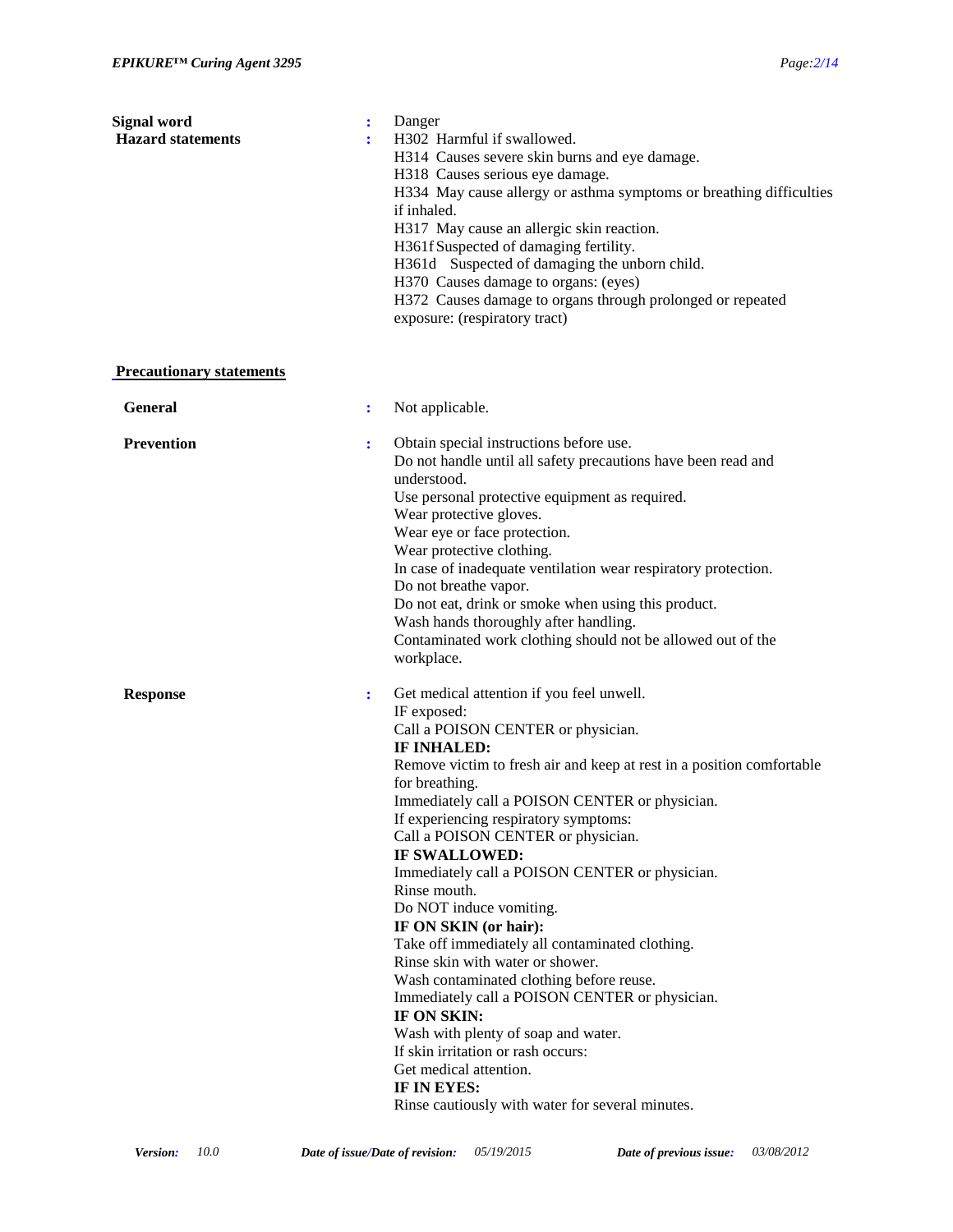**Signal word** : Danger

**Hazard statements** :
H302 Harmful if swallowed.
H314 Causes severe skin burns and eye damage.
H318 Causes serious eye damage.
H334 May cause allergy or asthma symptoms or breathing difficulties if inhaled.
H317 May cause an allergic skin reaction.
H361f Suspected of damaging fertility.
H361d Suspected of damaging the unborn child.
H370 Causes damage to organs: (eyes)
H372 Causes damage to organs through prolonged or repeated exposure: (respiratory tract)

**Precautionary statements**

**General** : Not applicable.

**Prevention** :
Obtain special instructions before use.
Do not handle until all safety precautions have been read and understood.
Use personal protective equipment as required.
Wear protective gloves.
Wear eye or face protection.
Wear protective clothing.
In case of inadequate ventilation wear respiratory protection.
Do not breathe vapor.
Do not eat, drink or smoke when using this product.
Wash hands thoroughly after handling.
Contaminated work clothing should not be allowed out of the workplace.

**Response** :
Get medical attention if you feel unwell.
IF exposed:
Call a POISON CENTER or physician.
**IF INHALED:**
Remove victim to fresh air and keep at rest in a position comfortable for breathing.
Immediately call a POISON CENTER or physician.
If experiencing respiratory symptoms:
Call a POISON CENTER or physician.
**IF SWALLOWED:**
Immediately call a POISON CENTER or physician.
Rinse mouth.
Do NOT induce vomiting.
**IF ON SKIN (or hair):**
Take off immediately all contaminated clothing.
Rinse skin with water or shower.
Wash contaminated clothing before reuse.
Immediately call a POISON CENTER or physician.
**IF ON SKIN:**
Wash with plenty of soap and water.
If skin irritation or rash occurs:
Get medical attention.
**IF IN EYES:**
Rinse cautiously with water for several minutes.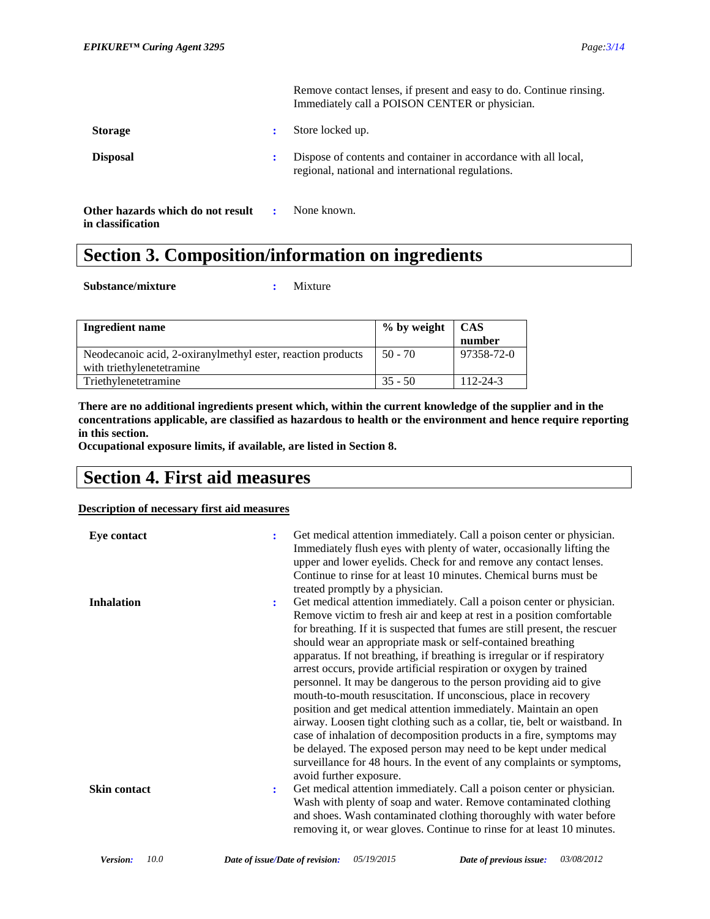Remove contact lenses, if present and easy to do. Continue rinsing. Immediately call a POISON CENTER or physician.

**Storage** : Store locked up.

**Disposal** : Dispose of contents and container in accordance with all local, regional, national and international regulations.

**Other hazards which do not result in classification** : None known.

# Section 3. Composition/information on ingredients

**Substance/mixture** : Mixture

| Ingredient name | % by weight | CAS number |
|---|---|---|
| Neodecanoic acid, 2-oxiranylmethyl ester, reaction products with triethylenetetramine | 50 - 70 | 97358-72-0 |
| Triethylenetetramine | 35 - 50 | 112-24-3 |

**There are no additional ingredients present which, within the current knowledge of the supplier and in the concentrations applicable, are classified as hazardous to health or the environment and hence require reporting in this section.**
**Occupational exposure limits, if available, are listed in Section 8.**

# Section 4. First aid measures

**Description of necessary first aid measures**

**Eye contact** : Get medical attention immediately. Call a poison center or physician. Immediately flush eyes with plenty of water, occasionally lifting the upper and lower eyelids. Check for and remove any contact lenses. Continue to rinse for at least 10 minutes. Chemical burns must be treated promptly by a physician.

**Inhalation** : Get medical attention immediately. Call a poison center or physician. Remove victim to fresh air and keep at rest in a position comfortable for breathing. If it is suspected that fumes are still present, the rescuer should wear an appropriate mask or self-contained breathing apparatus. If not breathing, if breathing is irregular or if respiratory arrest occurs, provide artificial respiration or oxygen by trained personnel. It may be dangerous to the person providing aid to give mouth-to-mouth resuscitation. If unconscious, place in recovery position and get medical attention immediately. Maintain an open airway. Loosen tight clothing such as a collar, tie, belt or waistband. In case of inhalation of decomposition products in a fire, symptoms may be delayed. The exposed person may need to be kept under medical surveillance for 48 hours. In the event of any complaints or symptoms, avoid further exposure.

**Skin contact** : Get medical attention immediately. Call a poison center or physician. Wash with plenty of soap and water. Remove contaminated clothing and shoes. Wash contaminated clothing thoroughly with water before removing it, or wear gloves. Continue to rinse for at least 10 minutes.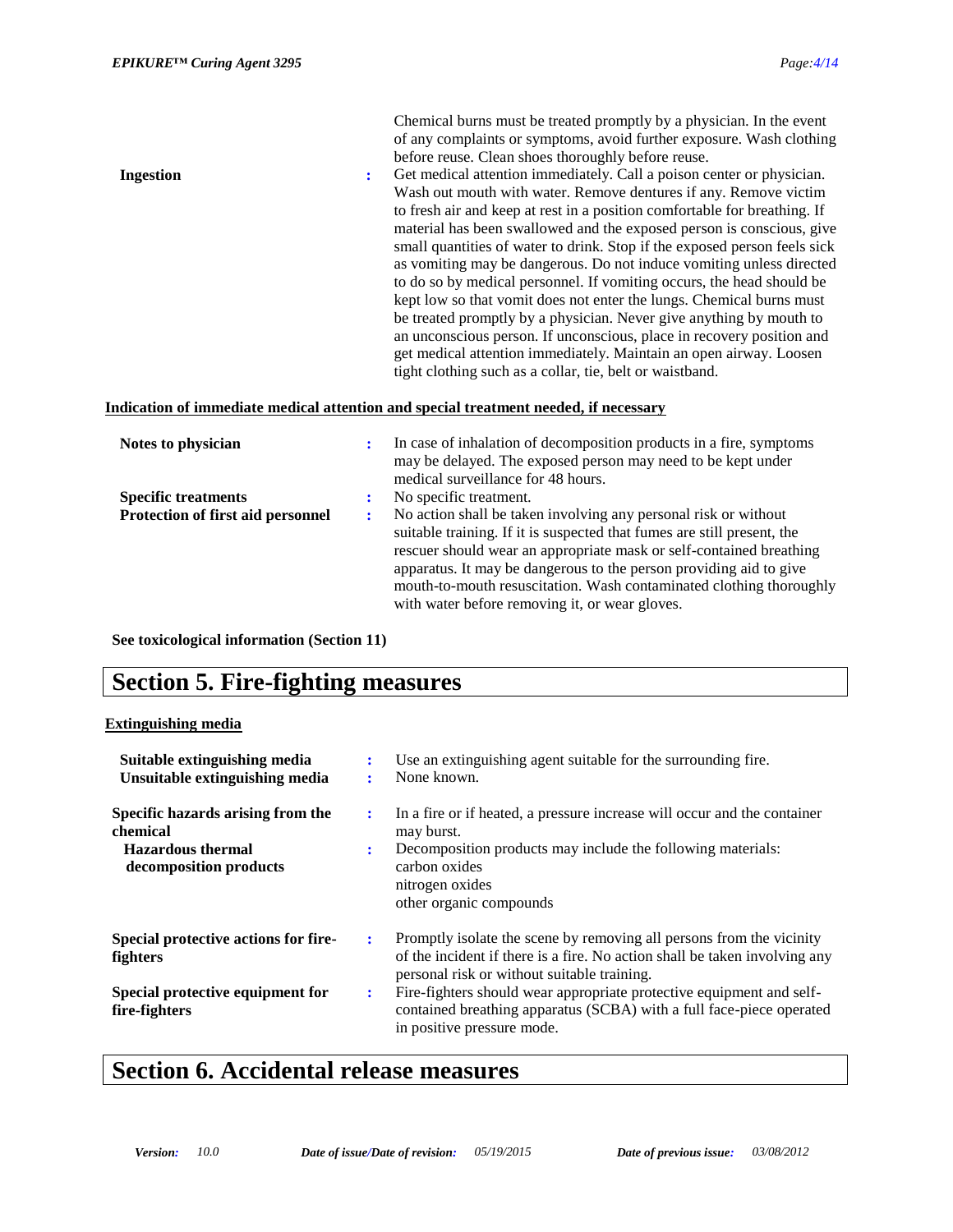Chemical burns must be treated promptly by a physician. In the event of any complaints or symptoms, avoid further exposure. Wash clothing before reuse. Clean shoes thoroughly before reuse.

**Ingestion** : Get medical attention immediately. Call a poison center or physician. Wash out mouth with water. Remove dentures if any. Remove victim to fresh air and keep at rest in a position comfortable for breathing. If material has been swallowed and the exposed person is conscious, give small quantities of water to drink. Stop if the exposed person feels sick as vomiting may be dangerous. Do not induce vomiting unless directed to do so by medical personnel. If vomiting occurs, the head should be kept low so that vomit does not enter the lungs. Chemical burns must be treated promptly by a physician. Never give anything by mouth to an unconscious person. If unconscious, place in recovery position and get medical attention immediately. Maintain an open airway. Loosen tight clothing such as a collar, tie, belt or waistband.

**Indication of immediate medical attention and special treatment needed, if necessary**

**Notes to physician** : In case of inhalation of decomposition products in a fire, symptoms may be delayed. The exposed person may need to be kept under medical surveillance for 48 hours.

**Specific treatments** : No specific treatment.

**Protection of first aid personnel** : No action shall be taken involving any personal risk or without suitable training. If it is suspected that fumes are still present, the rescuer should wear an appropriate mask or self-contained breathing apparatus. It may be dangerous to the person providing aid to give mouth-to-mouth resuscitation. Wash contaminated clothing thoroughly with water before removing it, or wear gloves.

**See toxicological information (Section 11)**

# Section 5. Fire-fighting measures

**Extinguishing media**

**Suitable extinguishing media** : Use an extinguishing agent suitable for the surrounding fire.

**Unsuitable extinguishing media** : None known.

**Specific hazards arising from the chemical** : In a fire or if heated, a pressure increase will occur and the container may burst.

**Hazardous thermal decomposition products** : Decomposition products may include the following materials:
carbon oxides
nitrogen oxides
other organic compounds

**Special protective actions for fire-fighters** : Promptly isolate the scene by removing all persons from the vicinity of the incident if there is a fire. No action shall be taken involving any personal risk or without suitable training.

**Special protective equipment for fire-fighters** : Fire-fighters should wear appropriate protective equipment and self-contained breathing apparatus (SCBA) with a full face-piece operated in positive pressure mode.

# Section 6. Accidental release measures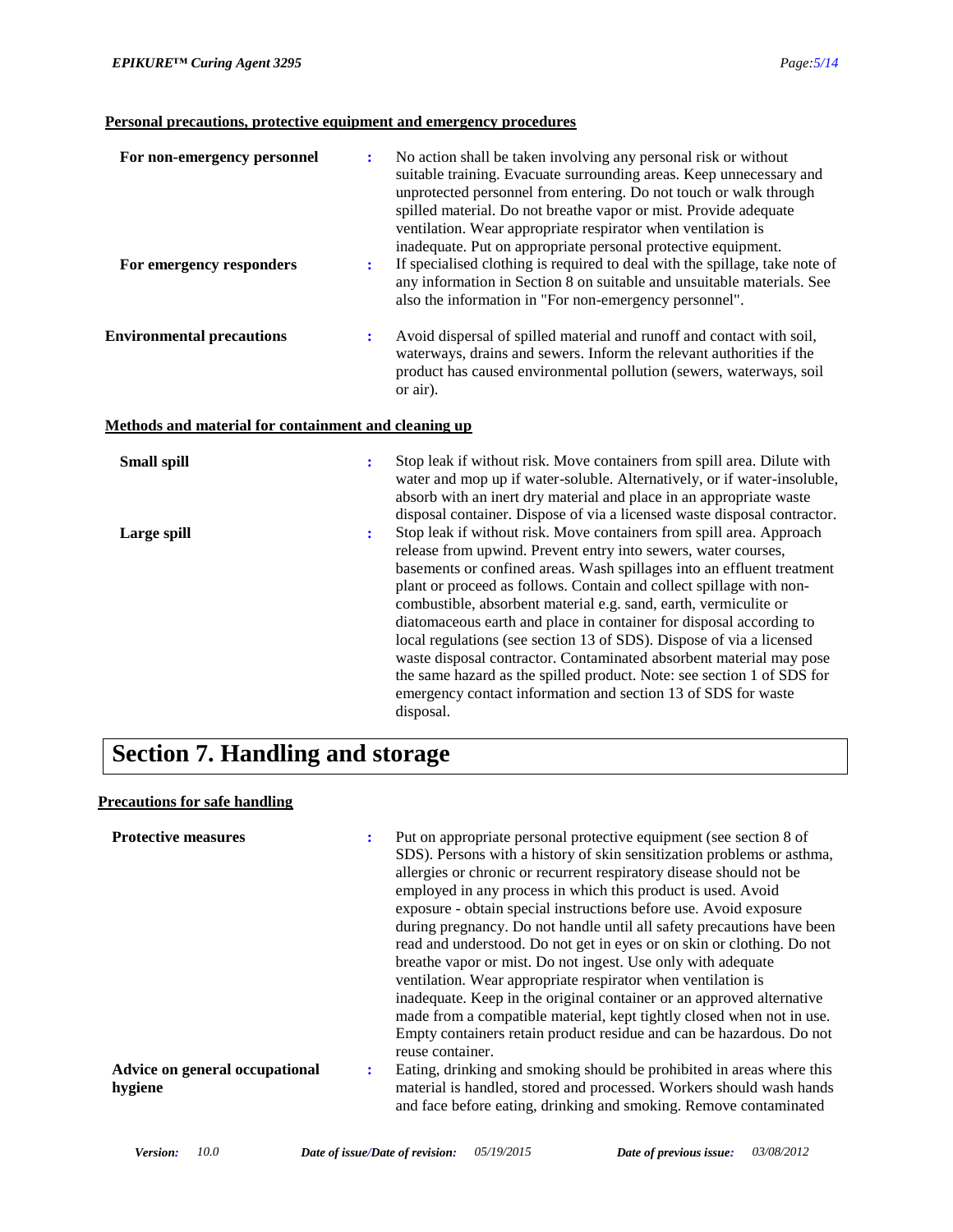**Personal precautions, protective equipment and emergency procedures**

| | | |
|---|---|---|
| **For non-emergency personnel** | : | No action shall be taken involving any personal risk or without suitable training. Evacuate surrounding areas. Keep unnecessary and unprotected personnel from entering. Do not touch or walk through spilled material. Do not breathe vapor or mist. Provide adequate ventilation. Wear appropriate respirator when ventilation is inadequate. Put on appropriate personal protective equipment. |
| **For emergency responders** | : | If specialised clothing is required to deal with the spillage, take note of any information in Section 8 on suitable and unsuitable materials. See also the information in "For non-emergency personnel". |
| **Environmental precautions** | : | Avoid dispersal of spilled material and runoff and contact with soil, waterways, drains and sewers. Inform the relevant authorities if the product has caused environmental pollution (sewers, waterways, soil or air). |

**Methods and material for containment and cleaning up**

| | | |
|---|---|---|
| **Small spill** | : | Stop leak if without risk. Move containers from spill area. Dilute with water and mop up if water-soluble. Alternatively, or if water-insoluble, absorb with an inert dry material and place in an appropriate waste disposal container. Dispose of via a licensed waste disposal contractor. |
| **Large spill** | : | Stop leak if without risk. Move containers from spill area. Approach release from upwind. Prevent entry into sewers, water courses, basements or confined areas. Wash spillages into an effluent treatment plant or proceed as follows. Contain and collect spillage with non-combustible, absorbent material e.g. sand, earth, vermiculite or diatomaceous earth and place in container for disposal according to local regulations (see section 13 of SDS). Dispose of via a licensed waste disposal contractor. Contaminated absorbent material may pose the same hazard as the spilled product. Note: see section 1 of SDS for emergency contact information and section 13 of SDS for waste disposal. |

# Section 7. Handling and storage

**Precautions for safe handling**

| | | |
|---|---|---|
| **Protective measures** | : | Put on appropriate personal protective equipment (see section 8 of SDS). Persons with a history of skin sensitization problems or asthma, allergies or chronic or recurrent respiratory disease should not be employed in any process in which this product is used. Avoid exposure - obtain special instructions before use. Avoid exposure during pregnancy. Do not handle until all safety precautions have been read and understood. Do not get in eyes or on skin or clothing. Do not breathe vapor or mist. Do not ingest. Use only with adequate ventilation. Wear appropriate respirator when ventilation is inadequate. Keep in the original container or an approved alternative made from a compatible material, kept tightly closed when not in use. Empty containers retain product residue and can be hazardous. Do not reuse container. |
| **Advice on general occupational hygiene** | : | Eating, drinking and smoking should be prohibited in areas where this material is handled, stored and processed. Workers should wash hands and face before eating, drinking and smoking. Remove contaminated |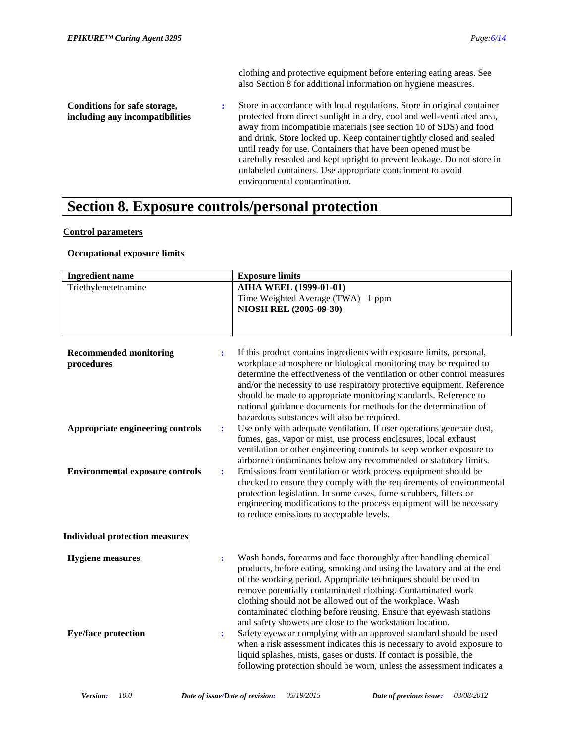clothing and protective equipment before entering eating areas. See also Section 8 for additional information on hygiene measures.

**Conditions for safe storage, including any incompatibilities** : Store in accordance with local regulations. Store in original container protected from direct sunlight in a dry, cool and well-ventilated area, away from incompatible materials (see section 10 of SDS) and food and drink. Store locked up. Keep container tightly closed and sealed until ready for use. Containers that have been opened must be carefully resealed and kept upright to prevent leakage. Do not store in unlabeled containers. Use appropriate containment to avoid environmental contamination.

# Section 8. Exposure controls/personal protection

## Control parameters

### Occupational exposure limits

| Ingredient name | Exposure limits |
|---|---|
| Triethylenetetramine | **AIHA WEEL (1999-01-01)**<br>Time Weighted Average (TWA) 1 ppm<br>**NIOSH REL (2005-09-30)** |

**Recommended monitoring procedures** : If this product contains ingredients with exposure limits, personal, workplace atmosphere or biological monitoring may be required to determine the effectiveness of the ventilation or other control measures and/or the necessity to use respiratory protective equipment. Reference should be made to appropriate monitoring standards. Reference to national guidance documents for methods for the determination of hazardous substances will also be required.

**Appropriate engineering controls** : Use only with adequate ventilation. If user operations generate dust, fumes, gas, vapor or mist, use process enclosures, local exhaust ventilation or other engineering controls to keep worker exposure to airborne contaminants below any recommended or statutory limits.

**Environmental exposure controls** : Emissions from ventilation or work process equipment should be checked to ensure they comply with the requirements of environmental protection legislation. In some cases, fume scrubbers, filters or engineering modifications to the process equipment will be necessary to reduce emissions to acceptable levels.

## Individual protection measures

**Hygiene measures** : Wash hands, forearms and face thoroughly after handling chemical products, before eating, smoking and using the lavatory and at the end of the working period. Appropriate techniques should be used to remove potentially contaminated clothing. Contaminated work clothing should not be allowed out of the workplace. Wash contaminated clothing before reusing. Ensure that eyewash stations and safety showers are close to the workstation location.

**Eye/face protection** : Safety eyewear complying with an approved standard should be used when a risk assessment indicates this is necessary to avoid exposure to liquid splashes, mists, gases or dusts. If contact is possible, the following protection should be worn, unless the assessment indicates a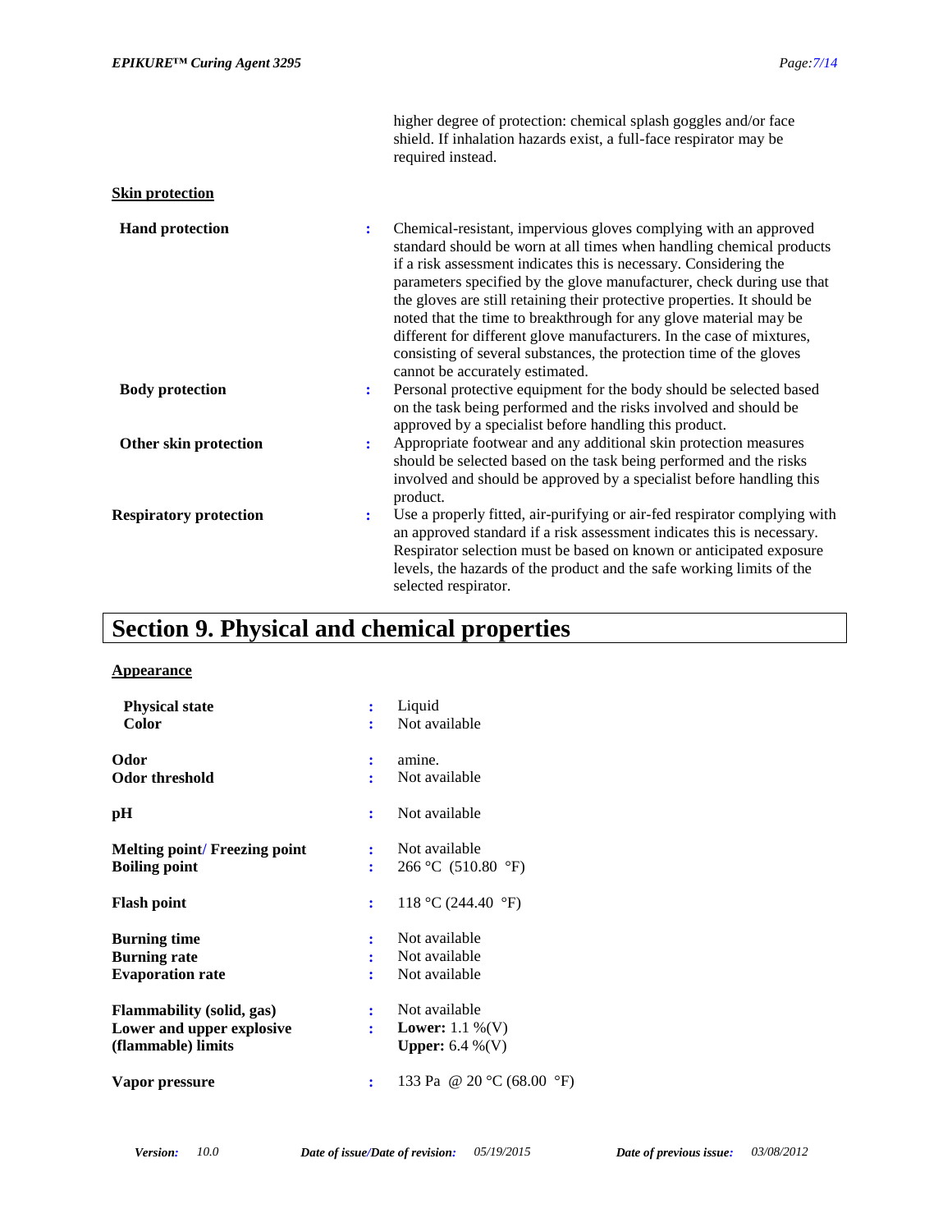higher degree of protection: chemical splash goggles and/or face shield. If inhalation hazards exist, a full-face respirator may be required instead.

**Skin protection**

| | | |
|---|---|---|
| **Hand protection** | : | Chemical-resistant, impervious gloves complying with an approved standard should be worn at all times when handling chemical products if a risk assessment indicates this is necessary. Considering the parameters specified by the glove manufacturer, check during use that the gloves are still retaining their protective properties. It should be noted that the time to breakthrough for any glove material may be different for different glove manufacturers. In the case of mixtures, consisting of several substances, the protection time of the gloves cannot be accurately estimated. |
| **Body protection** | : | Personal protective equipment for the body should be selected based on the task being performed and the risks involved and should be approved by a specialist before handling this product. |
| **Other skin protection** | : | Appropriate footwear and any additional skin protection measures should be selected based on the task being performed and the risks involved and should be approved by a specialist before handling this product. |
| **Respiratory protection** | : | Use a properly fitted, air-purifying or air-fed respirator complying with an approved standard if a risk assessment indicates this is necessary. Respirator selection must be based on known or anticipated exposure levels, the hazards of the product and the safe working limits of the selected respirator. |

# Section 9. Physical and chemical properties

**Appearance**

| | | |
|---|---|---|
| **Physical state** | : | Liquid |
| **Color** | : | Not available |
| **Odor** | : | amine. |
| **Odor threshold** | : | Not available |
| **pH** | : | Not available |
| **Melting point/ Freezing point** | : | Not available |
| **Boiling point** | : | 266 °C (510.80 °F) |
| **Flash point** | : | 118 °C (244.40 °F) |
| **Burning time** | : | Not available |
| **Burning rate** | : | Not available |
| **Evaporation rate** | : | Not available |
| **Flammability (solid, gas)** | : | Not available |
| **Lower and upper explosive (flammable) limits** | : | **Lower:** 1.1 %(V)<br>**Upper:** 6.4 %(V) |
| **Vapor pressure** | : | 133 Pa @ 20 °C (68.00 °F) |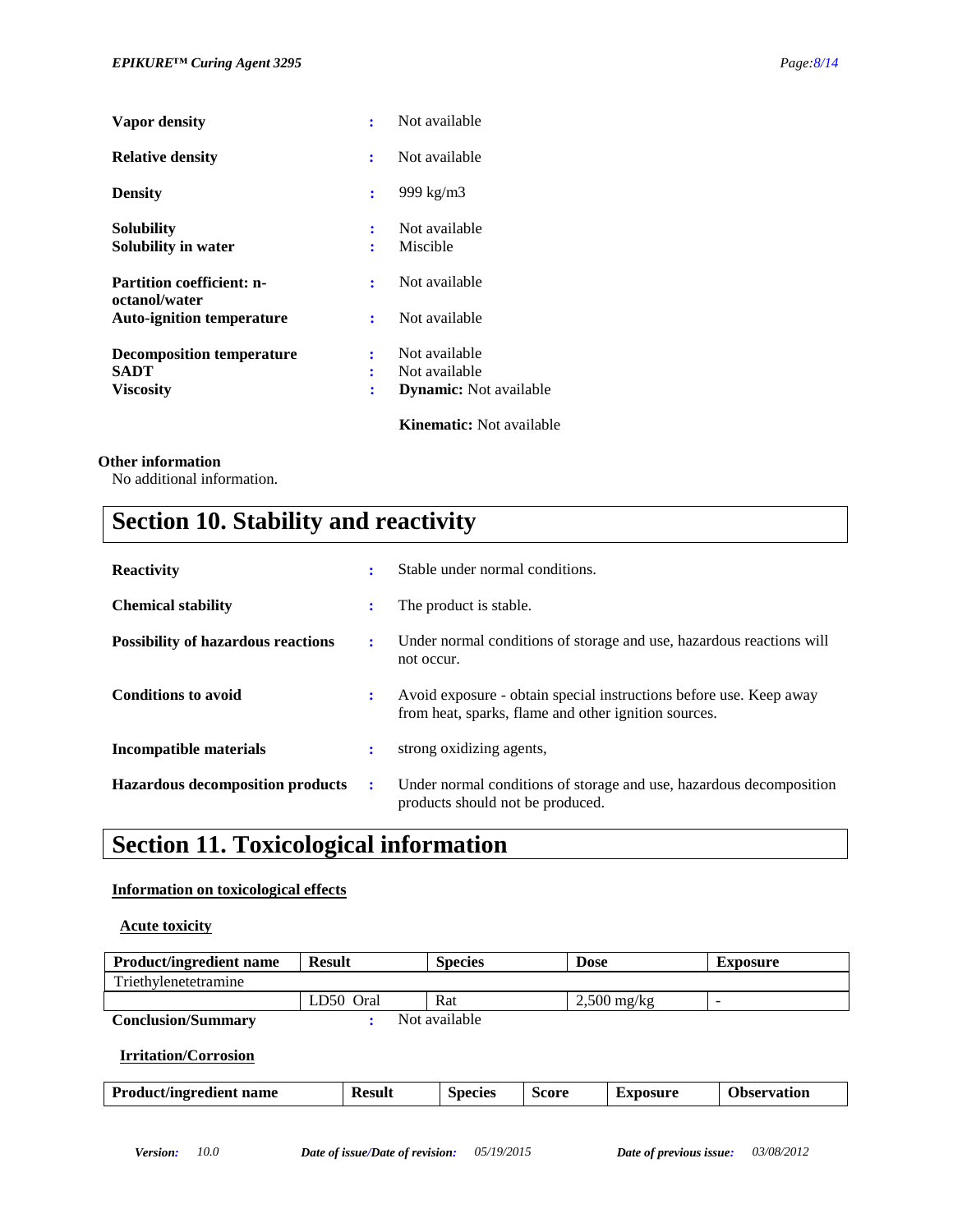| | | |
|---|---|---|
| **Vapor density** | : | Not available |
| **Relative density** | : | Not available |
| **Density** | : | 999 kg/m3 |
| **Solubility** | : | Not available |
| **Solubility in water** | : | Miscible |
| **Partition coefficient: n-octanol/water** | : | Not available |
| **Auto-ignition temperature** | : | Not available |
| **Decomposition temperature** | : | Not available |
| **SADT** | : | Not available |
| **Viscosity** | : | **Dynamic:** Not available<br>**Kinematic:** Not available |

**Other information**

No additional information.

# Section 10. Stability and reactivity

| | | |
|---|---|---|
| **Reactivity** | : | Stable under normal conditions. |
| **Chemical stability** | : | The product is stable. |
| **Possibility of hazardous reactions** | : | Under normal conditions of storage and use, hazardous reactions will not occur. |
| **Conditions to avoid** | : | Avoid exposure - obtain special instructions before use. Keep away from heat, sparks, flame and other ignition sources. |
| **Incompatible materials** | : | strong oxidizing agents, |
| **Hazardous decomposition products** | : | Under normal conditions of storage and use, hazardous decomposition products should not be produced. |

# Section 11. Toxicological information

## Information on toxicological effects

### Acute toxicity

| Product/ingredient name | Result | Species | Dose | Exposure |
|---|---|---|---|---|
| Triethylenetetramine | | | | |
| | LD50 Oral | Rat | 2,500 mg/kg | - |

**Conclusion/Summary** : Not available

### Irritation/Corrosion

| Product/ingredient name | Result | Species | Score | Exposure | Observation |
|---|---|---|---|---|---|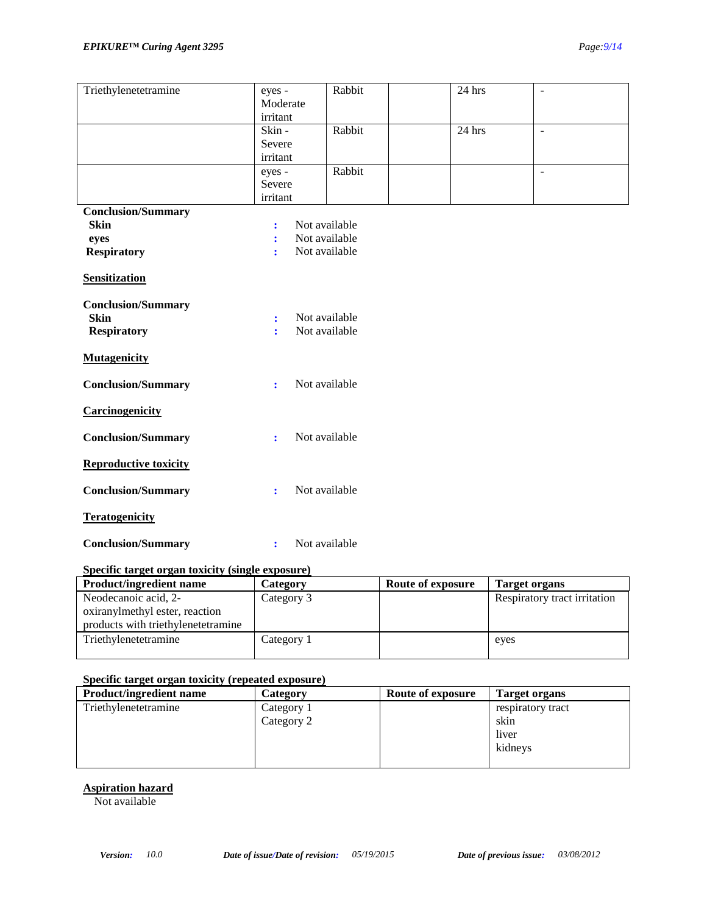| Triethylenetetramine | eyes - Moderate irritant | Rabbit | | 24 hrs | - |
|---|---|---|---|---|---|
| | Skin - Severe irritant | Rabbit | | 24 hrs | - |
| | eyes - Severe irritant | Rabbit | | | - |

**Conclusion/Summary**

**Skin** : Not available

**eyes** : Not available

**Respiratory** : Not available

**Sensitization**

**Conclusion/Summary**

**Skin** : Not available

**Respiratory** : Not available

**Mutagenicity**

**Conclusion/Summary** : Not available

**Carcinogenicity**

**Conclusion/Summary** : Not available

**Reproductive toxicity**

**Conclusion/Summary** : Not available

**Teratogenicity**

**Conclusion/Summary** : Not available

**Specific target organ toxicity (single exposure)**

| Product/ingredient name | Category | Route of exposure | Target organs |
|---|---|---|---|
| Neodecanoic acid, 2-oxiranylmethyl ester, reaction products with triethylenetetramine | Category 3 | | Respiratory tract irritation |
| Triethylenetetramine | Category 1 | | eyes |

**Specific target organ toxicity (repeated exposure)**

| Product/ingredient name | Category | Route of exposure | Target organs |
|---|---|---|---|
| Triethylenetetramine | Category 1<br>Category 2 | | respiratory tract<br>skin<br>liver<br>kidneys |

**Aspiration hazard**

Not available

*Version:* 10.0 *Date of issue/Date of revision:* 05/19/2015 *Date of previous issue:* 03/08/2012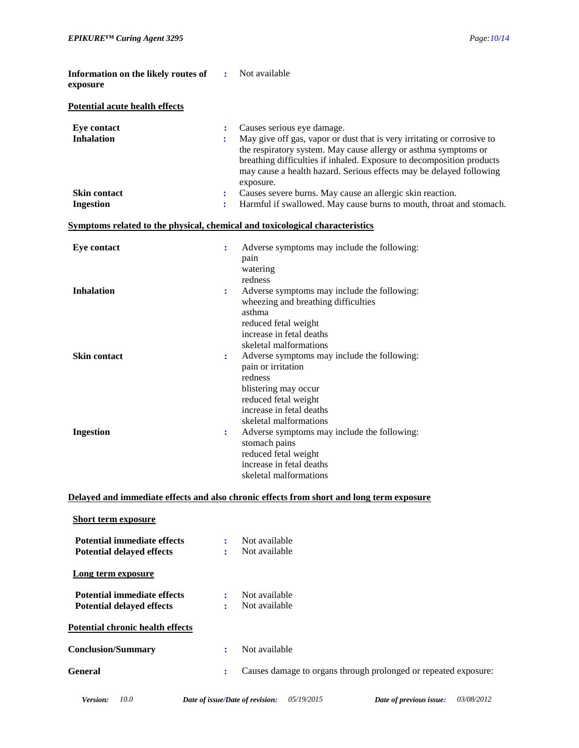**Information on the likely routes of exposure** : Not available

**Potential acute health effects**

**Eye contact** : Causes serious eye damage.

**Inhalation** : May give off gas, vapor or dust that is very irritating or corrosive to the respiratory system. May cause allergy or asthma symptoms or breathing difficulties if inhaled. Exposure to decomposition products may cause a health hazard. Serious effects may be delayed following exposure.

**Skin contact** : Causes severe burns. May cause an allergic skin reaction.

**Ingestion** : Harmful if swallowed. May cause burns to mouth, throat and stomach.

**Symptoms related to the physical, chemical and toxicological characteristics**

**Eye contact** : Adverse symptoms may include the following:
pain
watering
redness

**Inhalation** : Adverse symptoms may include the following:
wheezing and breathing difficulties
asthma
reduced fetal weight
increase in fetal deaths
skeletal malformations

**Skin contact** : Adverse symptoms may include the following:
pain or irritation
redness
blistering may occur
reduced fetal weight
increase in fetal deaths
skeletal malformations

**Ingestion** : Adverse symptoms may include the following:
stomach pains
reduced fetal weight
increase in fetal deaths
skeletal malformations

**Delayed and immediate effects and also chronic effects from short and long term exposure**

**Short term exposure**

**Potential immediate effects** : Not available

**Potential delayed effects** : Not available

**Long term exposure**

**Potential immediate effects** : Not available

**Potential delayed effects** : Not available

**Potential chronic health effects**

**Conclusion/Summary** : Not available

**General** : Causes damage to organs through prolonged or repeated exposure: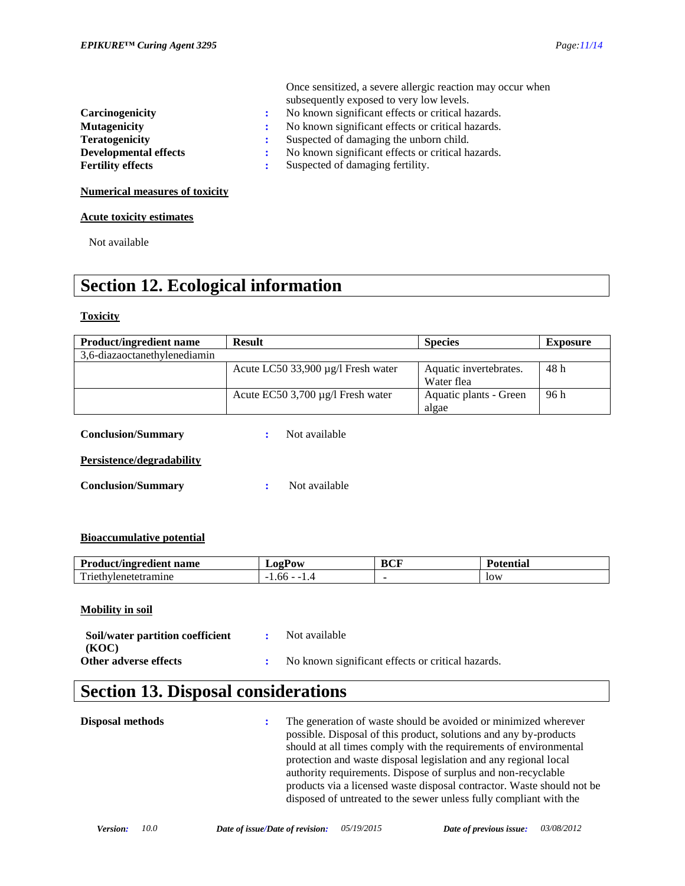Once sensitized, a severe allergic reaction may occur when subsequently exposed to very low levels.

**Carcinogenicity** : No known significant effects or critical hazards.

**Mutagenicity** : No known significant effects or critical hazards.

**Teratogenicity** : Suspected of damaging the unborn child.

**Developmental effects** : No known significant effects or critical hazards.

**Fertility effects** : Suspected of damaging fertility.

**Numerical measures of toxicity**

**Acute toxicity estimates**

Not available

# Section 12. Ecological information

**Toxicity**

| Product/ingredient name | Result | Species | Exposure |
|---|---|---|---|
| 3,6-diazaoctanethylenediamin | | | |
| | Acute LC50 33,900 µg/l Fresh water | Aquatic invertebrates. Water flea | 48 h |
| | Acute EC50 3,700 µg/l Fresh water | Aquatic plants - Green algae | 96 h |

**Conclusion/Summary** : Not available

**Persistence/degradability**

**Conclusion/Summary** : Not available

**Bioaccumulative potential**

| Product/ingredient name | LogPow | BCF | Potential |
|---|---|---|---|
| Triethylenetetramine | -1.66 - -1.4 | - | low |

**Mobility in soil**

**Soil/water partition coefficient (KOC)** : Not available

**Other adverse effects** : No known significant effects or critical hazards.

# Section 13. Disposal considerations

**Disposal methods** : The generation of waste should be avoided or minimized wherever possible. Disposal of this product, solutions and any by-products should at all times comply with the requirements of environmental protection and waste disposal legislation and any regional local authority requirements. Dispose of surplus and non-recyclable products via a licensed waste disposal contractor. Waste should not be disposed of untreated to the sewer unless fully compliant with the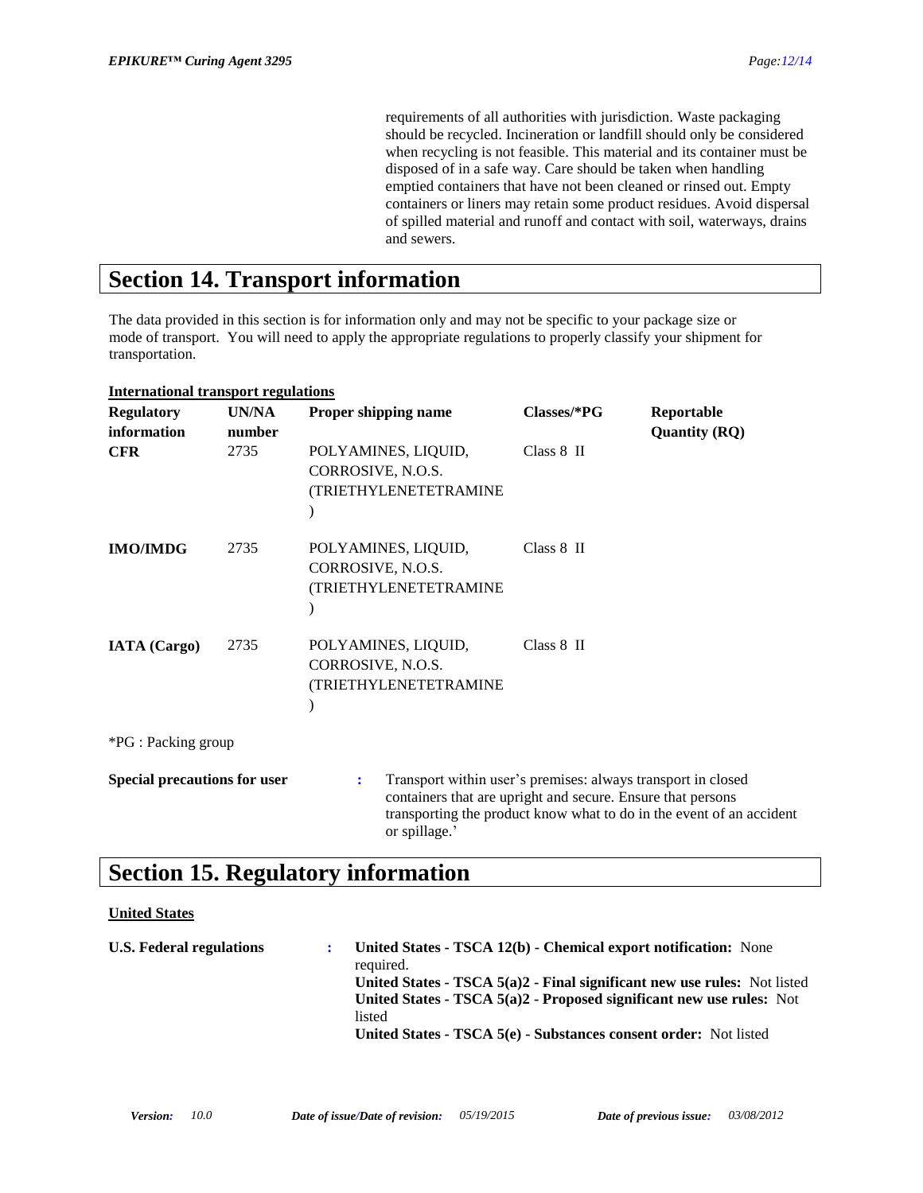requirements of all authorities with jurisdiction. Waste packaging should be recycled. Incineration or landfill should only be considered when recycling is not feasible. This material and its container must be disposed of in a safe way. Care should be taken when handling emptied containers that have not been cleaned or rinsed out. Empty containers or liners may retain some product residues. Avoid dispersal of spilled material and runoff and contact with soil, waterways, drains and sewers.

# Section 14. Transport information

The data provided in this section is for information only and may not be specific to your package size or mode of transport. You will need to apply the appropriate regulations to properly classify your shipment for transportation.

**International transport regulations**

| Regulatory information | UN/NA number | Proper shipping name | Classes/*PG | Reportable Quantity (RQ) |
|---|---|---|---|---|
| **CFR** | 2735 | POLYAMINES, LIQUID, CORROSIVE, N.O.S. (TRIETHYLENETETRAMINE) | Class 8 II | |
| **IMO/IMDG** | 2735 | POLYAMINES, LIQUID, CORROSIVE, N.O.S. (TRIETHYLENETETRAMINE) | Class 8 II | |
| **IATA (Cargo)** | 2735 | POLYAMINES, LIQUID, CORROSIVE, N.O.S. (TRIETHYLENETETRAMINE) | Class 8 II | |

*PG : Packing group

**Special precautions for user** : Transport within user's premises: always transport in closed containers that are upright and secure. Ensure that persons transporting the product know what to do in the event of an accident or spillage.'

# Section 15. Regulatory information

**United States**

**U.S. Federal regulations** : **United States - TSCA 12(b) - Chemical export notification:** None required.
**United States - TSCA 5(a)2 - Final significant new use rules:** Not listed
**United States - TSCA 5(a)2 - Proposed significant new use rules:** Not listed
**United States - TSCA 5(e) - Substances consent order:** Not listed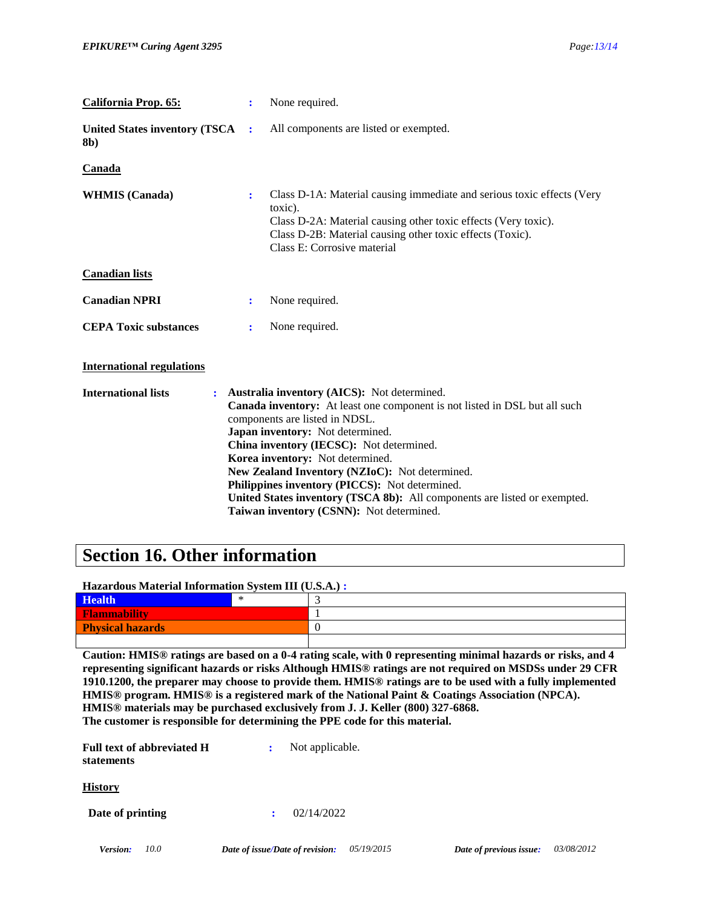**California Prop. 65:** : None required.

**United States inventory (TSCA 8b)** : All components are listed or exempted.

**Canada**

**WHMIS (Canada)** : Class D-1A: Material causing immediate and serious toxic effects (Very toxic).
Class D-2A: Material causing other toxic effects (Very toxic).
Class D-2B: Material causing other toxic effects (Toxic).
Class E: Corrosive material

**Canadian lists**

**Canadian NPRI** : None required.

**CEPA Toxic substances** : None required.

**International regulations**

**International lists** : **Australia inventory (AICS):** Not determined.
**Canada inventory:** At least one component is not listed in DSL but all such components are listed in NDSL.
**Japan inventory:** Not determined.
**China inventory (IECSC):** Not determined.
**Korea inventory:** Not determined.
**New Zealand Inventory (NZIoC):** Not determined.
**Philippines inventory (PICCS):** Not determined.
**United States inventory (TSCA 8b):** All components are listed or exempted.
**Taiwan inventory (CSNN):** Not determined.

# Section 16. Other information

**Hazardous Material Information System III (U.S.A.) :**

| | | |
|---|---|---|
| **Health** | * | 3 |
| **Flammability** | | 1 |
| **Physical hazards** | | 0 |
| | | |

**Caution: HMIS® ratings are based on a 0-4 rating scale, with 0 representing minimal hazards or risks, and 4 representing significant hazards or risks Although HMIS® ratings are not required on MSDSs under 29 CFR 1910.1200, the preparer may choose to provide them. HMIS® ratings are to be used with a fully implemented HMIS® program. HMIS® is a registered mark of the National Paint & Coatings Association (NPCA). HMIS® materials may be purchased exclusively from J. J. Keller (800) 327-6868.**
**The customer is responsible for determining the PPE code for this material.**

**Full text of abbreviated H statements** : Not applicable.

**History**

**Date of printing** : 02/14/2022

*Version:* 10.0 *Date of issue/Date of revision:* 05/19/2015 *Date of previous issue:* 03/08/2012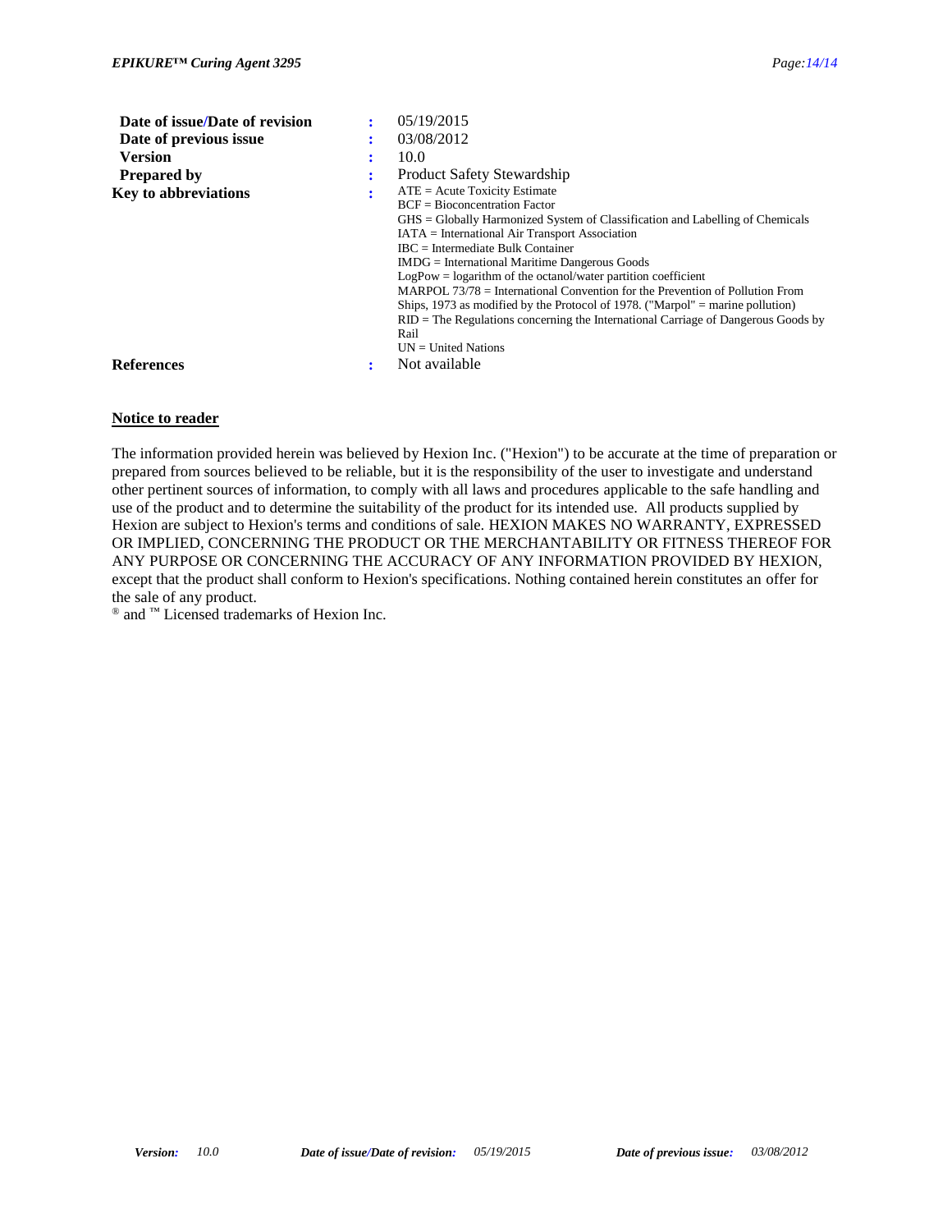| | | |
|---|---|---|
| **Date of issue/Date of revision** | : | 05/19/2015 |
| **Date of previous issue** | : | 03/08/2012 |
| **Version** | : | 10.0 |
| **Prepared by** | : | Product Safety Stewardship |
| **Key to abbreviations** | : | ATE = Acute Toxicity Estimate<br>BCF = Bioconcentration Factor<br>GHS = Globally Harmonized System of Classification and Labelling of Chemicals<br>IATA = International Air Transport Association<br>IBC = Intermediate Bulk Container<br>IMDG = International Maritime Dangerous Goods<br>LogPow = logarithm of the octanol/water partition coefficient<br>MARPOL 73/78 = International Convention for the Prevention of Pollution From Ships, 1973 as modified by the Protocol of 1978. ("Marpol" = marine pollution)<br>RID = The Regulations concerning the International Carriage of Dangerous Goods by Rail<br>UN = United Nations |
| **References** | : | Not available |

**Notice to reader**

The information provided herein was believed by Hexion Inc. ("Hexion") to be accurate at the time of preparation or prepared from sources believed to be reliable, but it is the responsibility of the user to investigate and understand other pertinent sources of information, to comply with all laws and procedures applicable to the safe handling and use of the product and to determine the suitability of the product for its intended use. All products supplied by Hexion are subject to Hexion's terms and conditions of sale. HEXION MAKES NO WARRANTY, EXPRESSED OR IMPLIED, CONCERNING THE PRODUCT OR THE MERCHANTABILITY OR FITNESS THEREOF FOR ANY PURPOSE OR CONCERNING THE ACCURACY OF ANY INFORMATION PROVIDED BY HEXION, except that the product shall conform to Hexion's specifications. Nothing contained herein constitutes an offer for the sale of any product.

® and ™ Licensed trademarks of Hexion Inc.